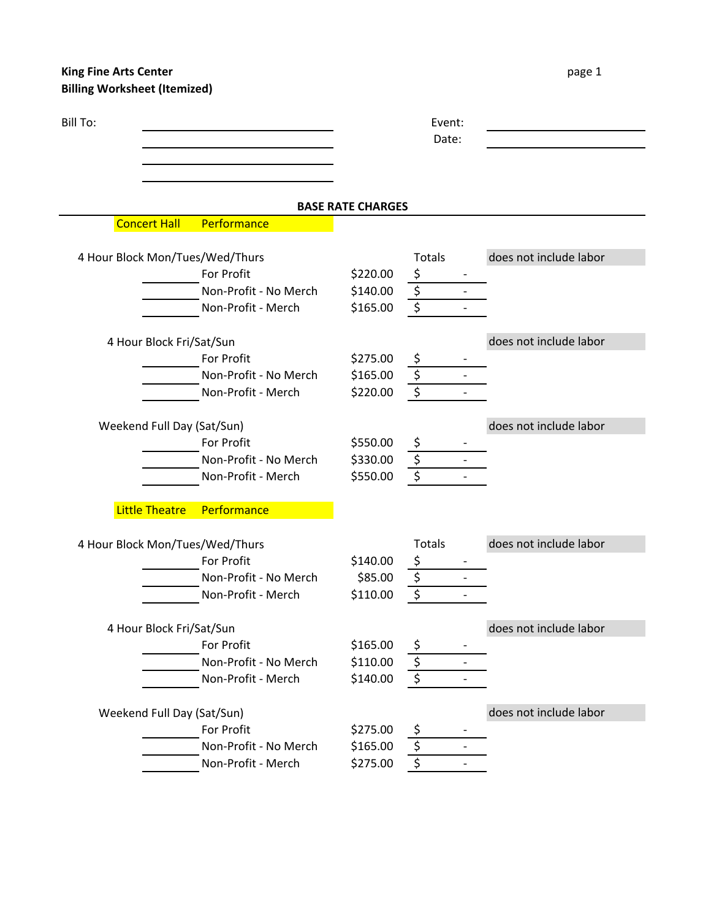**King Fine Arts Center**
**Billing Worksheet (Itemized)**

Bill To: ______________________
______________________
______________________
______________________

Event: ______________________
Date: ______________________

## BASE RATE CHARGES

### Concert Hall — Performance

| | | Rate | Totals | |
|---|---|---|---|---|
| **4 Hour Block Mon/Tues/Wed/Thurs** | | | | does not include labor |
| ______ | For Profit | $220.00 | $ - | |
| ______ | Non-Profit - No Merch | $140.00 | $ - | |
| ______ | Non-Profit - Merch | $165.00 | $ - | |
| **4 Hour Block Fri/Sat/Sun** | | | | does not include labor |
| ______ | For Profit | $275.00 | $ - | |
| ______ | Non-Profit - No Merch | $165.00 | $ - | |
| ______ | Non-Profit - Merch | $220.00 | $ - | |
| **Weekend Full Day (Sat/Sun)** | | | | does not include labor |
| ______ | For Profit | $550.00 | $ - | |
| ______ | Non-Profit - No Merch | $330.00 | $ - | |
| ______ | Non-Profit - Merch | $550.00 | $ - | |

### Little Theatre — Performance

| | | Rate | Totals | |
|---|---|---|---|---|
| **4 Hour Block Mon/Tues/Wed/Thurs** | | | | does not include labor |
| ______ | For Profit | $140.00 | $ - | |
| ______ | Non-Profit - No Merch | $85.00 | $ - | |
| ______ | Non-Profit - Merch | $110.00 | $ - | |
| **4 Hour Block Fri/Sat/Sun** | | | | does not include labor |
| ______ | For Profit | $165.00 | $ - | |
| ______ | Non-Profit - No Merch | $110.00 | $ - | |
| ______ | Non-Profit - Merch | $140.00 | $ - | |
| **Weekend Full Day (Sat/Sun)** | | | | does not include labor |
| ______ | For Profit | $275.00 | $ - | |
| ______ | Non-Profit - No Merch | $165.00 | $ - | |
| ______ | Non-Profit - Merch | $275.00 | $ - | |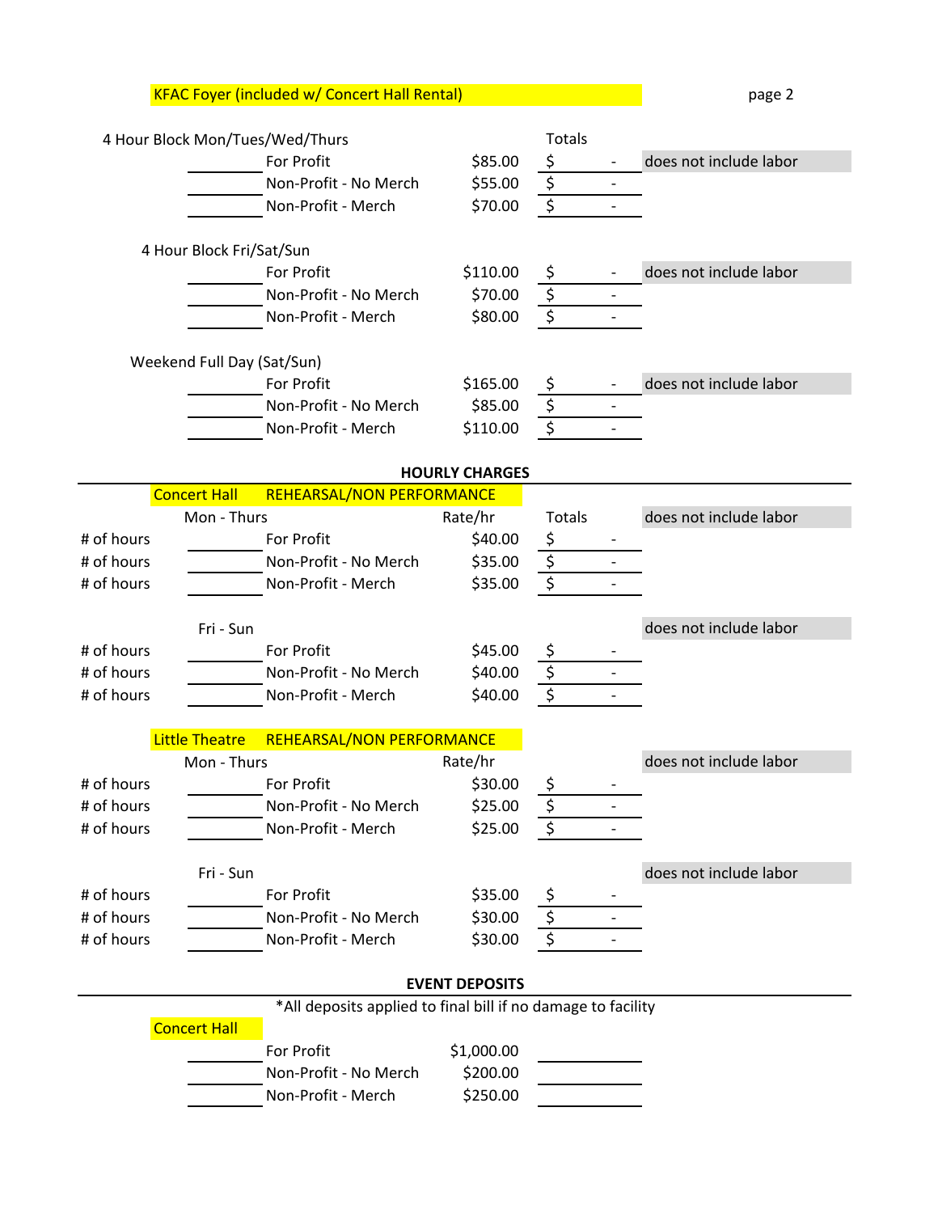## KFAC Foyer (included w/ Concert Hall Rental)

**4 Hour Block Mon/Tues/Wed/Thurs**

| | | Rate | Totals | |
|---|---|---|---|---|
| ________ | For Profit | $85.00 | $ - | does not include labor |
| ________ | Non-Profit - No Merch | $55.00 | $ - | |
| ________ | Non-Profit - Merch | $70.00 | $ - | |

**4 Hour Block Fri/Sat/Sun**

| | | Rate | Totals | |
|---|---|---|---|---|
| ________ | For Profit | $110.00 | $ - | does not include labor |
| ________ | Non-Profit - No Merch | $70.00 | $ - | |
| ________ | Non-Profit - Merch | $80.00 | $ - | |

**Weekend Full Day (Sat/Sun)**

| | | Rate | Totals | |
|---|---|---|---|---|
| ________ | For Profit | $165.00 | $ - | does not include labor |
| ________ | Non-Profit - No Merch | $85.00 | $ - | |
| ________ | Non-Profit - Merch | $110.00 | $ - | |

## HOURLY CHARGES

### Concert Hall REHEARSAL/NON PERFORMANCE

**Mon - Thurs**

| | | Rate/hr | Totals | |
|---|---|---|---|---|
| # of hours | For Profit | $40.00 | $ - | does not include labor |
| # of hours | Non-Profit - No Merch | $35.00 | $ - | |
| # of hours | Non-Profit - Merch | $35.00 | $ - | |

**Fri - Sun**

| | | Rate/hr | Totals | |
|---|---|---|---|---|
| # of hours | For Profit | $45.00 | $ - | does not include labor |
| # of hours | Non-Profit - No Merch | $40.00 | $ - | |
| # of hours | Non-Profit - Merch | $40.00 | $ - | |

### Little Theatre REHEARSAL/NON PERFORMANCE

**Mon - Thurs**

| | | Rate/hr | Totals | |
|---|---|---|---|---|
| # of hours | For Profit | $30.00 | $ - | does not include labor |
| # of hours | Non-Profit - No Merch | $25.00 | $ - | |
| # of hours | Non-Profit - Merch | $25.00 | $ - | |

**Fri - Sun**

| | | Rate/hr | Totals | |
|---|---|---|---|---|
| # of hours | For Profit | $35.00 | $ - | does not include labor |
| # of hours | Non-Profit - No Merch | $30.00 | $ - | |
| # of hours | Non-Profit - Merch | $30.00 | $ - | |

## EVENT DEPOSITS

*All deposits applied to final bill if no damage to facility

### Concert Hall

| | | Deposit | |
|---|---|---|---|
| ________ | For Profit | $1,000.00 | ________ |
| ________ | Non-Profit - No Merch | $200.00 | ________ |
| ________ | Non-Profit - Merch | $250.00 | ________ |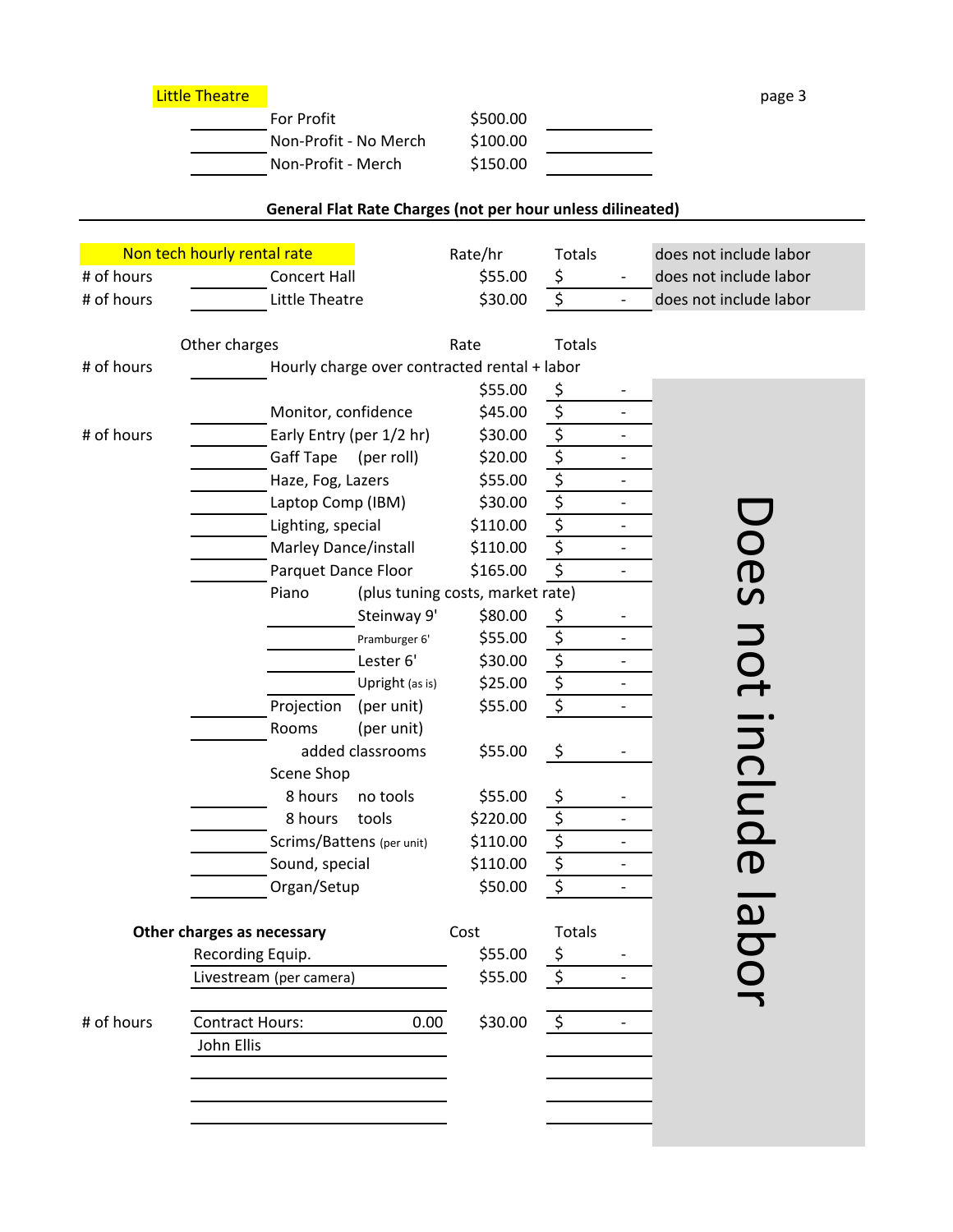## Little Theatre

| | | | |
|---|---|---|---|
| ______ | For Profit | $500.00 | ______ |
| ______ | Non-Profit - No Merch | $100.00 | ______ |
| ______ | Non-Profit - Merch | $150.00 | ______ |

**General Flat Rate Charges (not per hour unless dilineated)**

| | | | Rate/hr | Totals | |
|---|---|---|---|---|---|
| | Non tech hourly rental rate | | | | does not include labor |
| # of hours | ______ | Concert Hall | $55.00 | $ - | does not include labor |
| # of hours | ______ | Little Theatre | $30.00 | $ - | does not include labor |

| | | Other charges | | Rate | Totals |
|---|---|---|---|---|---|
| # of hours | ______ | Hourly charge over contracted rental + labor | | | |
| | | | | $55.00 | $ - |
| | ______ | Monitor, confidence | | $45.00 | $ - |
| # of hours | ______ | Early Entry (per 1/2 hr) | | $30.00 | $ - |
| | ______ | Gaff Tape | (per roll) | $20.00 | $ - |
| | ______ | Haze, Fog, Lazers | | $55.00 | $ - |
| | ______ | Laptop Comp (IBM) | | $30.00 | $ - |
| | ______ | Lighting, special | | $110.00 | $ - |
| | ______ | Marley Dance/install | | $110.00 | $ - |
| | ______ | Parquet Dance Floor | | $165.00 | $ - |
| | | Piano | (plus tuning costs, market rate) | | |
| | | | Steinway 9' | $80.00 | $ - |
| | | ______ | Pramburger 6' | $55.00 | $ - |
| | | ______ | Lester 6' | $30.00 | $ - |
| | | ______ | Upright (as is) | $25.00 | $ - |
| | ______ | Projection | (per unit) | $55.00 | $ - |
| | ______ | Rooms | (per unit) | | |
| | | added classrooms | | $55.00 | $ - |
| | | Scene Shop | | | |
| | ______ | 8 hours | no tools | $55.00 | $ - |
| | ______ | 8 hours | tools | $220.00 | $ - |
| | ______ | Scrims/Battens (per unit) | | $110.00 | $ - |
| | ______ | Sound, special | | $110.00 | $ - |
| | ______ | Organ/Setup | | $50.00 | $ - |

Does not include labor

| | **Other charges as necessary** | | Cost | Totals |
|---|---|---|---|---|
| | Recording Equip. | | $55.00 | $ - |
| | Livestream (per camera) | | $55.00 | $ - |
| | | | | |
| # of hours | Contract Hours: | 0.00 | $30.00 | $ - |
| | John Ellis | | | |
| | | | | |
| | | | | |
| | | | | |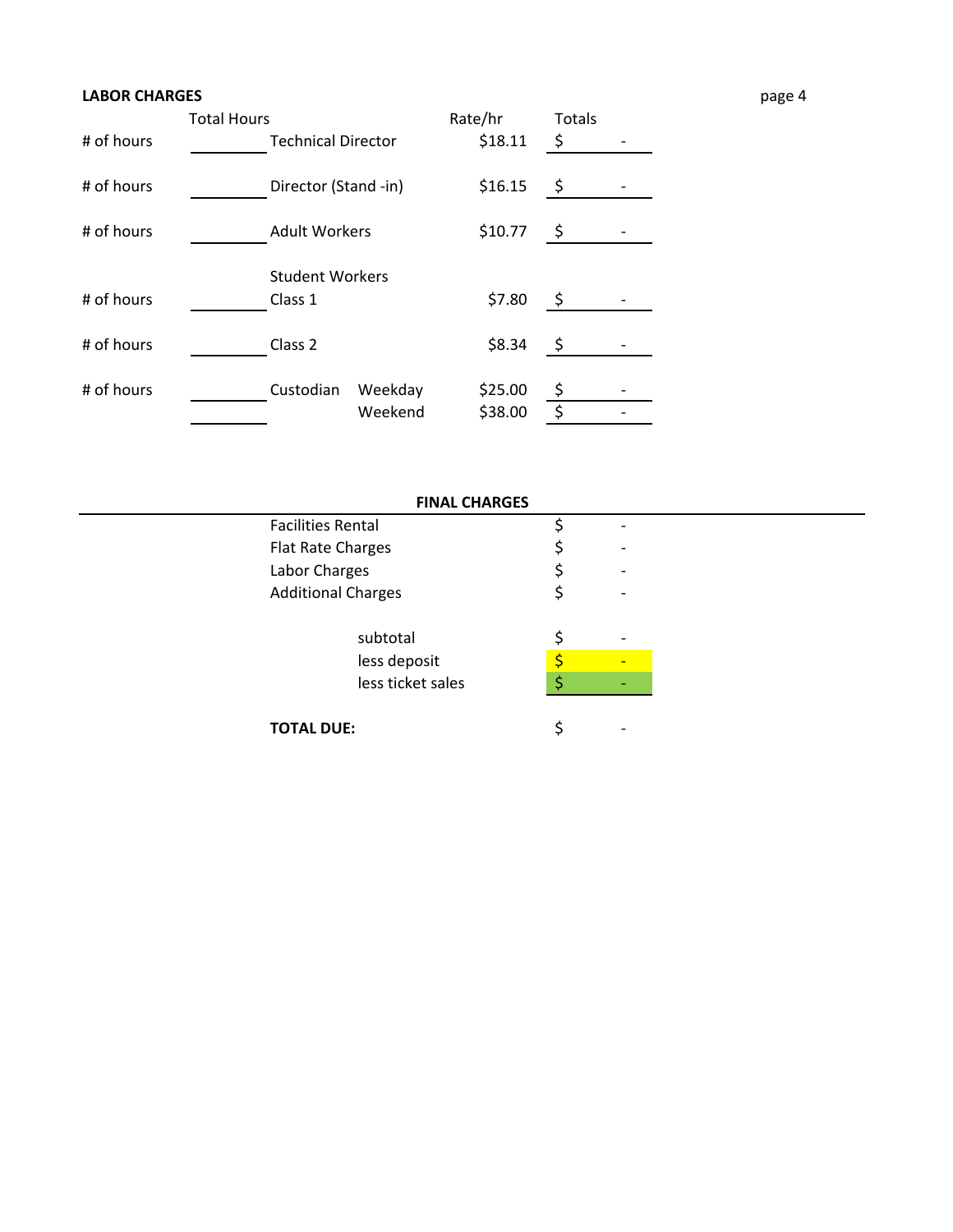**LABOR CHARGES**

| | Total Hours | | | Rate/hr | Totals |
|---|---|---|---|---|---|
| # of hours | | Technical Director | | $18.11 | $ - |
| # of hours | | Director (Stand -in) | | $16.15 | $ - |
| # of hours | | Adult Workers | | $10.77 | $ - |
| | | Student Workers | | | |
| # of hours | | Class 1 | | $7.80 | $ - |
| # of hours | | Class 2 | | $8.34 | $ - |
| # of hours | | Custodian | Weekday | $25.00 | $ - |
| | | | Weekend | $38.00 | $ - |

**FINAL CHARGES**

| | | |
|---|---|---|
| Facilities Rental | | $ - |
| Flat Rate Charges | | $ - |
| Labor Charges | | $ - |
| Additional Charges | | $ - |
| | subtotal | $ - |
| | less deposit | $ - |
| | less ticket sales | $ - |
| **TOTAL DUE:** | | $ - |